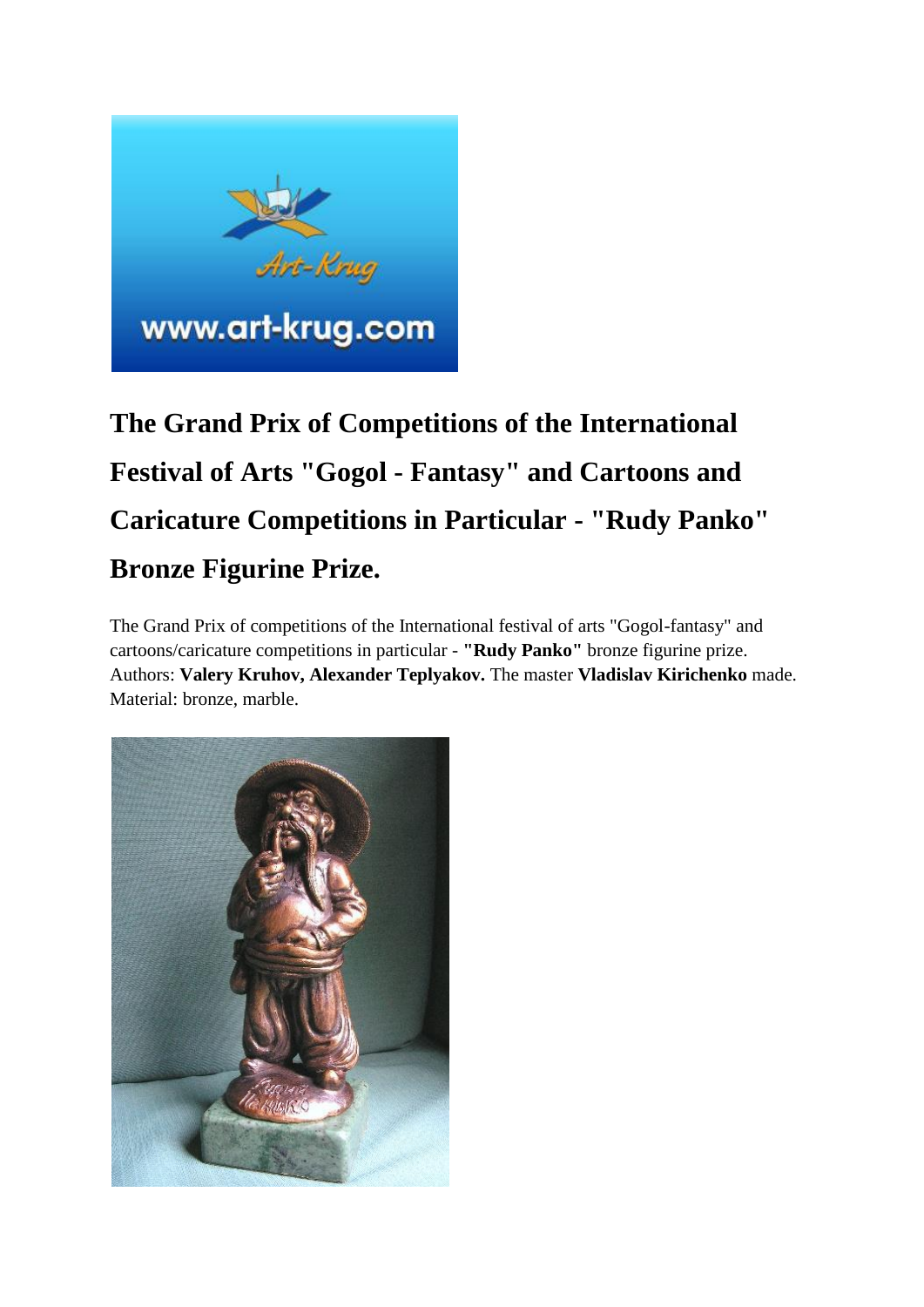# The Grand Prix of Competitions of the International Festival of Arts "Gogol - Fantasy" and Cartoons and Caricature Competitions in Particular - "Rudy Panko" Bronze Figurine Prize.

The Grand Prix of competitions of the International festival of arts "Gogol-fantasy" and cartoons/caricature competitions in particular - **"Rudy Panko"** bronze figurine prize. Authors: **Valery Kruhov, Alexander Teplyakov.** The master **Vladislav Kirichenko** made. Material: bronze, marble.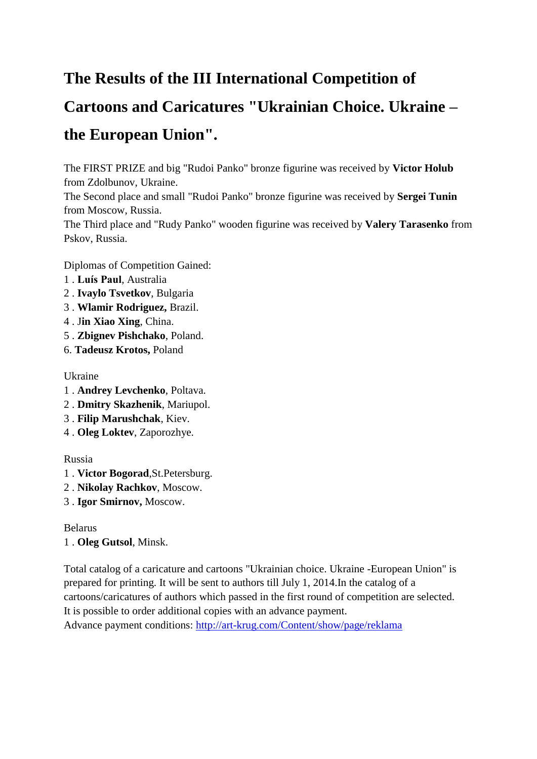# The Results of the III International Competition of Cartoons and Caricatures "Ukrainian Choice. Ukraine – the European Union".

The FIRST PRIZE and big "Rudoi Panko" bronze figurine was received by **Victor Holub** from Zdolbunov, Ukraine.
The Second place and small "Rudoi Panko" bronze figurine was received by **Sergei Tunin** from Moscow, Russia.
The Third place and "Rudy Panko" wooden figurine was received by **Valery Tarasenko** from Pskov, Russia.

Diplomas of Competition Gained:
1 . **Luís Paul**, Australia
2 . **Ivaylo Tsvetkov**, Bulgaria
3 . **Wlamir Rodriguez,** Brazil.
4 . J**in Xiao Xing**, China.
5 . **Zbignev Pishchako**, Poland.
6. **Tadeusz Krotos,** Poland

Ukraine
1 . **Andrey Levchenko**, Poltava.
2 . **Dmitry Skazhenik**, Mariupol.
3 . **Filip Marushchak**, Kiev.
4 . **Oleg Loktev**, Zaporozhye.

Russia
1 . **Victor Bogorad**,St.Petersburg.
2 . **Nikolay Rachkov**, Moscow.
3 . **Igor Smirnov,** Moscow.

Belarus
1 . **Oleg Gutsol**, Minsk.

Total catalog of a caricature and cartoons "Ukrainian choice. Ukraine -European Union" is prepared for printing. It will be sent to authors till July 1, 2014.In the catalog of a cartoons/caricatures of authors which passed in the first round of competition are selected. It is possible to order additional copies with an advance payment.
Advance payment conditions: http://art-krug.com/Content/show/page/reklama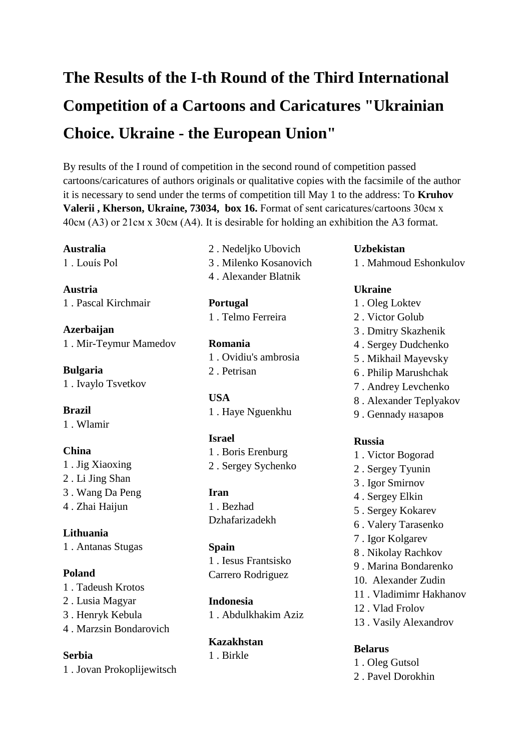# The Results of the I-th Round of the Third International Competition of a Cartoons and Caricatures "Ukrainian Choice. Ukraine - the European Union"

By results of the I round of competition in the second round of competition passed cartoons/caricatures of authors originals or qualitative copies with the facsimile of the author it is necessary to send under the terms of competition till May 1 to the address: To **Kruhov Valerii , Kherson, Ukraine, 73034, box 16.** Format of sent caricatures/cartoons 30см x 40см (A3) or 21см x 30см (A4). It is desirable for holding an exhibition the A3 format.

**Australia**
1 . Louís Pol

**Austria**
1 . Pascal Kirchmair

**Azerbaijan**
1 . Mir-Teymur Mamedov

**Bulgaria**
1 . Ivaylo Tsvetkov

**Brazil**
1 . Wlamir

**China**
1 . Jig Xiaoxing
2 . Li Jing Shan
3 . Wang Da Peng
4 . Zhai Haijun

**Lithuania**
1 . Antanas Stugas

**Poland**
1 . Tadeush Krotos
2 . Lusia Magyar
3 . Henryk Kebula
4 . Marzsin Bondarovich

**Serbia**
1 . Jovan Prokoplijewitsch
2 . Nedeljko Ubovich
3 . Milenko Kosanovich
4 . Alexander Blatnik

**Portugal**
1 . Telmo Ferreira

**Romania**
1 . Ovidiu's ambrosia
2 . Petrisan

**USA**
1 . Haye Nguenkhu

**Israel**
1 . Boris Erenburg
2 . Sergey Sychenko

**Iran**
1 . Bezhad Dzhafarizadekh

**Spain**
1 . Iesus Frantsisko Carrero Rodriguez

**Indonesia**
1 . Abdulkhakim Aziz

**Kazakhstan**
1 . Birkle

**Uzbekistan**
1 . Mahmoud Eshonkulov

**Ukraine**
1 . Oleg Loktev
2 . Victor Golub
3 . Dmitry Skazhenik
4 . Sergey Dudchenko
5 . Mikhail Mayevsky
6 . Philip Marushchak
7 . Andrey Levchenko
8 . Alexander Teplyakov
9 . Gennady назаров

**Russia**
1 . Victor Bogorad
2 . Sergey Tyunin
3 . Igor Smirnov
4 . Sergey Elkin
5 . Sergey Kokarev
6 . Valery Tarasenko
7 . Igor Kolgarev
8 . Nikolay Rachkov
9 . Marina Bondarenko
10. Alexander Zudin
11 . Vladimimr Hakhanov
12 . Vlad Frolov
13 . Vasily Alexandrov

**Belarus**
1 . Oleg Gutsol
2 . Pavel Dorokhin